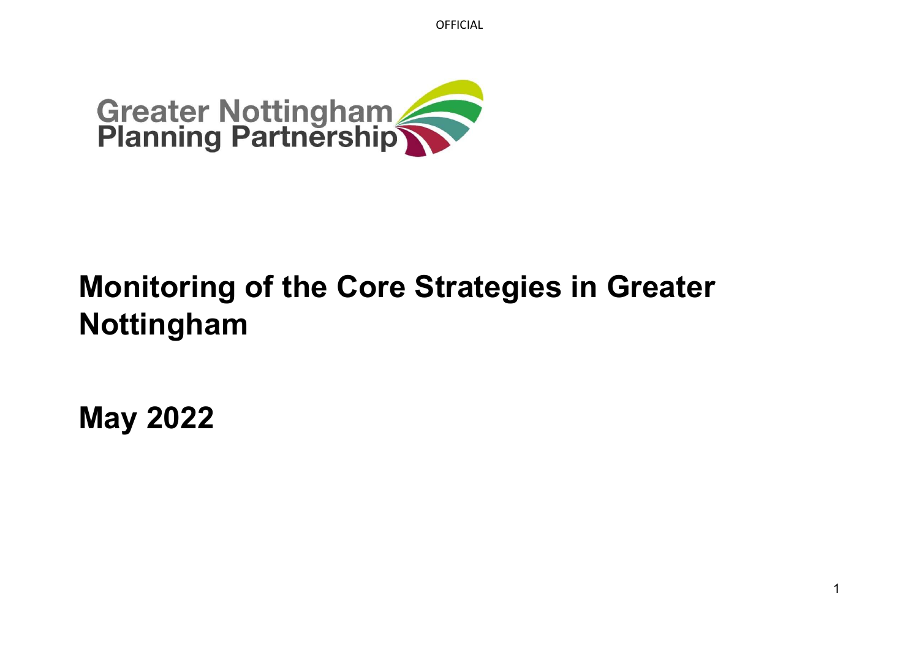Greater Nottingham Planning Partnership

# Monitoring of the Core Strategies in Greater Nottingham

# May 2022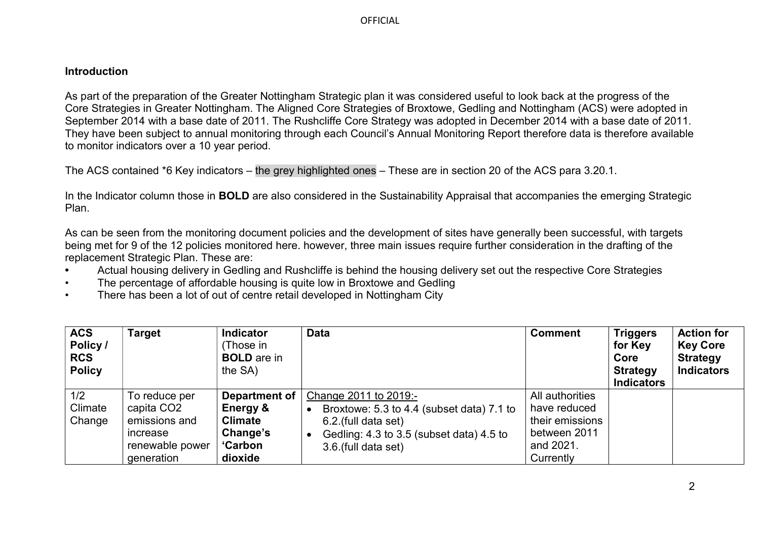## Introduction

As part of the preparation of the Greater Nottingham Strategic plan it was considered useful to look back at the progress of the Core Strategies in Greater Nottingham. The Aligned Core Strategies of Broxtowe, Gedling and Nottingham (ACS) were adopted in September 2014 with a base date of 2011. The Rushcliffe Core Strategy was adopted in December 2014 with a base date of 2011. They have been subject to annual monitoring through each Council's Annual Monitoring Report therefore data is therefore available to monitor indicators over a 10 year period.

The ACS contained *6 Key indicators – the grey highlighted ones – These are in section 20 of the ACS para 3.20.1.

In the Indicator column those in **BOLD** are also considered in the Sustainability Appraisal that accompanies the emerging Strategic Plan.

As can be seen from the monitoring document policies and the development of sites have generally been successful, with targets being met for 9 of the 12 policies monitored here. however, three main issues require further consideration in the drafting of the replacement Strategic Plan. These are:

- Actual housing delivery in Gedling and Rushcliffe is behind the housing delivery set out the respective Core Strategies
- The percentage of affordable housing is quite low in Broxtowe and Gedling
- There has been a lot of out of centre retail developed in Nottingham City

| ACS Policy / RCS Policy | Target | Indicator (Those in **BOLD** are in the SA) | Data | Comment | Triggers for Key Core Strategy Indicators | Action for Key Core Strategy Indicators |
|---|---|---|---|---|---|---|
| 1/2 Climate Change | To reduce per capita $CO_2$ emissions and increase renewable power generation | **Department of Energy & Climate Change's 'Carbon dioxide** | Change 2011 to 2019:-<br>• Broxtowe: 5.3 to 4.4 (subset data) 7.1 to 6.2.(full data set)<br>• Gedling: 4.3 to 3.5 (subset data) 4.5 to 3.6.(full data set) | All authorities have reduced their emissions between 2011 and 2021. Currently | | |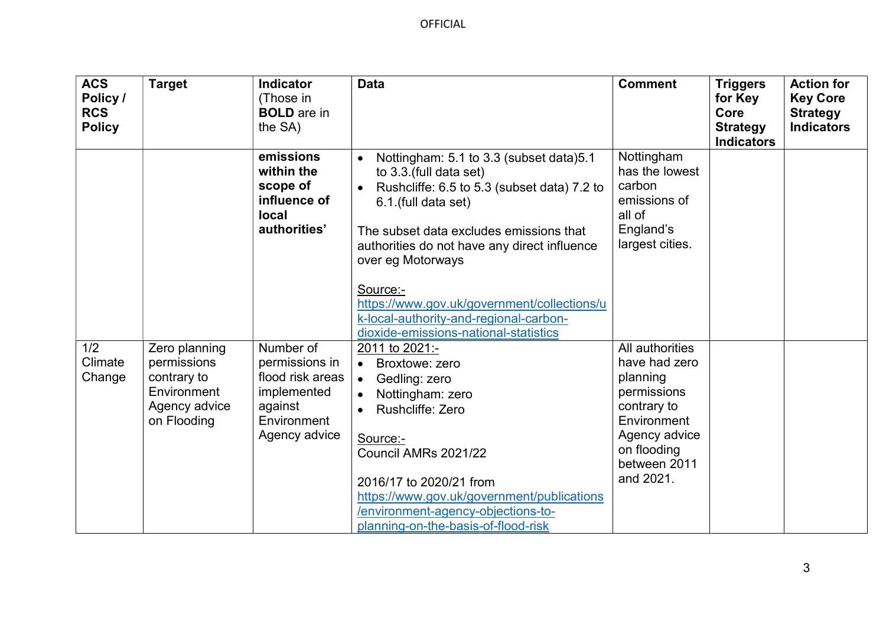| ACS Policy / RCS Policy | Target | Indicator (Those in **BOLD** are in the SA) | Data | Comment | Triggers for Key Core Strategy Indicators | Action for Key Core Strategy Indicators |
|---|---|---|---|---|---|---|
| | | **emissions within the scope of influence of local authorities'** | • Nottingham: 5.1 to 3.3 (subset data)5.1 to 3.3.(full data set)<br>• Rushcliffe: 6.5 to 5.3 (subset data) 7.2 to 6.1.(full data set)<br><br>The subset data excludes emissions that authorities do not have any direct influence over eg Motorways<br><br>Source:-<br>https://www.gov.uk/government/collections/uk-local-authority-and-regional-carbon-dioxide-emissions-national-statistics | Nottingham has the lowest carbon emissions of all of England's largest cities. | | |
| 1/2 Climate Change | Zero planning permissions contrary to Environment Agency advice on Flooding | Number of permissions in flood risk areas implemented against Environment Agency advice | 2011 to 2021:-<br>• Broxtowe: zero<br>• Gedling: zero<br>• Nottingham: zero<br>• Rushcliffe: Zero<br><br>Source:-<br>Council AMRs 2021/22<br><br>2016/17 to 2020/21 from https://www.gov.uk/government/publications/environment-agency-objections-to-planning-on-the-basis-of-flood-risk | All authorities have had zero planning permissions contrary to Environment Agency advice on flooding between 2011 and 2021. | | |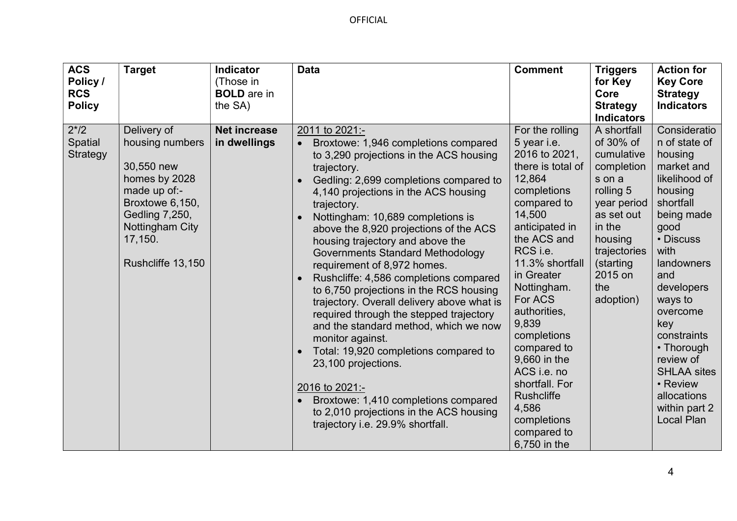| ACS Policy / RCS Policy | Target | Indicator (Those in **BOLD** are in the SA) | Data | Comment | Triggers for Key Core Strategy Indicators | Action for Key Core Strategy Indicators |
|---|---|---|---|---|---|---|
| 2*/2 Spatial Strategy | Delivery of housing numbers<br><br>30,550 new homes by 2028 made up of:- Broxtowe 6,150, Gedling 7,250, Nottingham City 17,150.<br><br>Rushcliffe 13,150 | **Net increase in dwellings** | 2011 to 2021:-<br>• Broxtowe: 1,946 completions compared to 3,290 projections in the ACS housing trajectory.<br>• Gedling: 2,699 completions compared to 4,140 projections in the ACS housing trajectory.<br>• Nottingham: 10,689 completions is above the 8,920 projections of the ACS housing trajectory and above the Governments Standard Methodology requirement of 8,972 homes.<br>• Rushcliffe: 4,586 completions compared to 6,750 projections in the RCS housing trajectory. Overall delivery above what is required through the stepped trajectory and the standard method, which we now monitor against.<br>• Total: 19,920 completions compared to 23,100 projections.<br><br>2016 to 2021:-<br>• Broxtowe: 1,410 completions compared to 2,010 projections in the ACS housing trajectory i.e. 29.9% shortfall. | For the rolling 5 year i.e. 2016 to 2021, there is total of 12,864 completions compared to 14,500 anticipated in the ACS and RCS i.e. 11.3% shortfall in Greater Nottingham. For ACS authorities, 9,839 completions compared to 9,660 in the ACS i.e. no shortfall. For Rushcliffe 4,586 completions compared to 6,750 in the | A shortfall of 30% of cumulative completions on a rolling 5 year period as set out in the housing trajectories (starting 2015 on the adoption) | Consideration of state of housing market and likelihood of housing shortfall being made good<br>• Discuss with landowners and developers ways to overcome key constraints<br>• Thorough review of SHLAA sites<br>• Review allocations within part 2 Local Plan |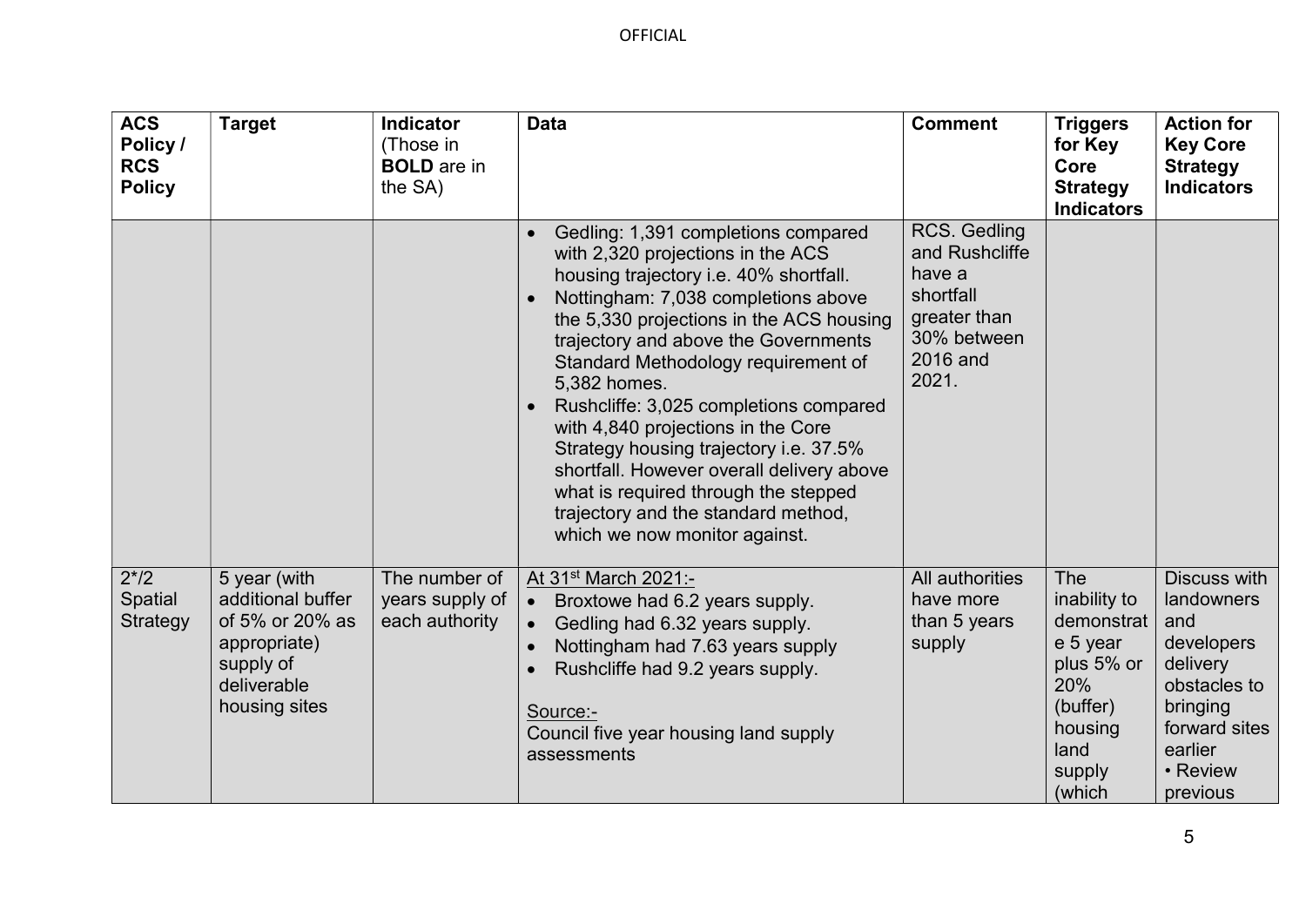| ACS Policy / RCS Policy | Target | Indicator (Those in **BOLD** are in the SA) | Data | Comment | Triggers for Key Core Strategy Indicators | Action for Key Core Strategy Indicators |
|---|---|---|---|---|---|---|
| | | | • Gedling: 1,391 completions compared with 2,320 projections in the ACS housing trajectory i.e. 40% shortfall.<br>• Nottingham: 7,038 completions above the 5,330 projections in the ACS housing trajectory and above the Governments Standard Methodology requirement of 5,382 homes.<br>• Rushcliffe: 3,025 completions compared with 4,840 projections in the Core Strategy housing trajectory i.e. 37.5% shortfall. However overall delivery above what is required through the stepped trajectory and the standard method, which we now monitor against. | RCS. Gedling and Rushcliffe have a shortfall greater than 30% between 2016 and 2021. | | |
| 2*/2 Spatial Strategy | 5 year (with additional buffer of 5% or 20% as appropriate) supply of deliverable housing sites | The number of years supply of each authority | At 31st March 2021:-<br>• Broxtowe had 6.2 years supply.<br>• Gedling had 6.32 years supply.<br>• Nottingham had 7.63 years supply<br>• Rushcliffe had 9.2 years supply.<br><br>Source:-<br>Council five year housing land supply assessments | All authorities have more than 5 years supply | The inability to demonstrate 5 year plus 5% or 20% (buffer) housing land supply (which | Discuss with landowners and developers delivery obstacles to bringing forward sites earlier<br>• Review previous |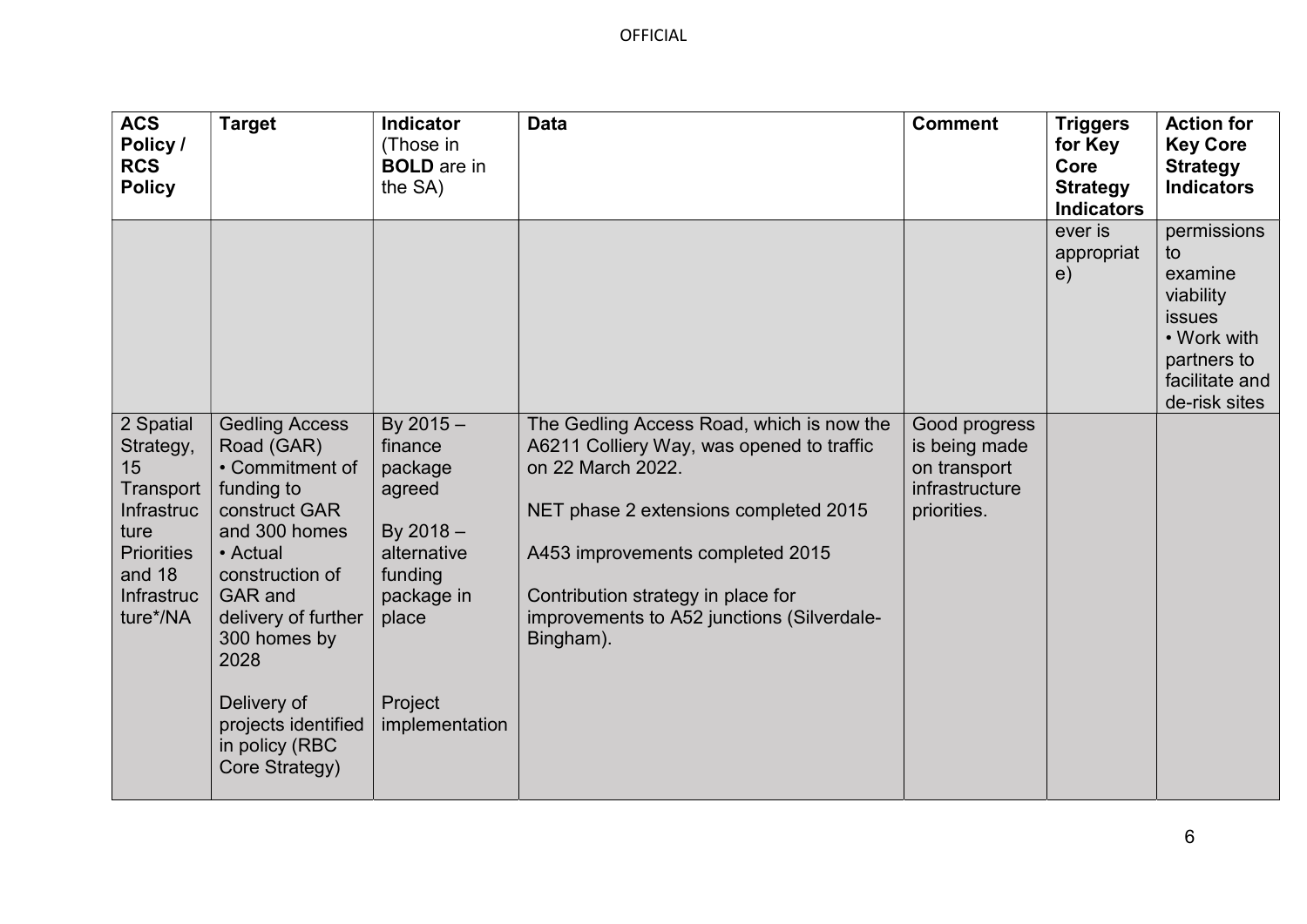| ACS Policy / RCS Policy | Target | Indicator (Those in **BOLD** are in the SA) | Data | Comment | Triggers for Key Core Strategy Indicators | Action for Key Core Strategy Indicators |
|---|---|---|---|---|---|---|
| | | | | | ever is appropriate) | permissions to examine viability issues<br>• Work with partners to facilitate and de-risk sites |
| 2 Spatial Strategy, 15 Transport Infrastructure Priorities and 18 Infrastructure*/NA | Gedling Access Road (GAR)<br>• Commitment of funding to construct GAR and 300 homes<br>• Actual construction of GAR and delivery of further 300 homes by 2028<br><br>Delivery of projects identified in policy (RBC Core Strategy) | By 2015 – finance package agreed<br><br>By 2018 – alternative funding package in place<br><br>Project implementation | The Gedling Access Road, which is now the A6211 Colliery Way, was opened to traffic on 22 March 2022.<br><br>NET phase 2 extensions completed 2015<br><br>A453 improvements completed 2015<br><br>Contribution strategy in place for improvements to A52 junctions (Silverdale-Bingham). | Good progress is being made on transport infrastructure priorities. | | |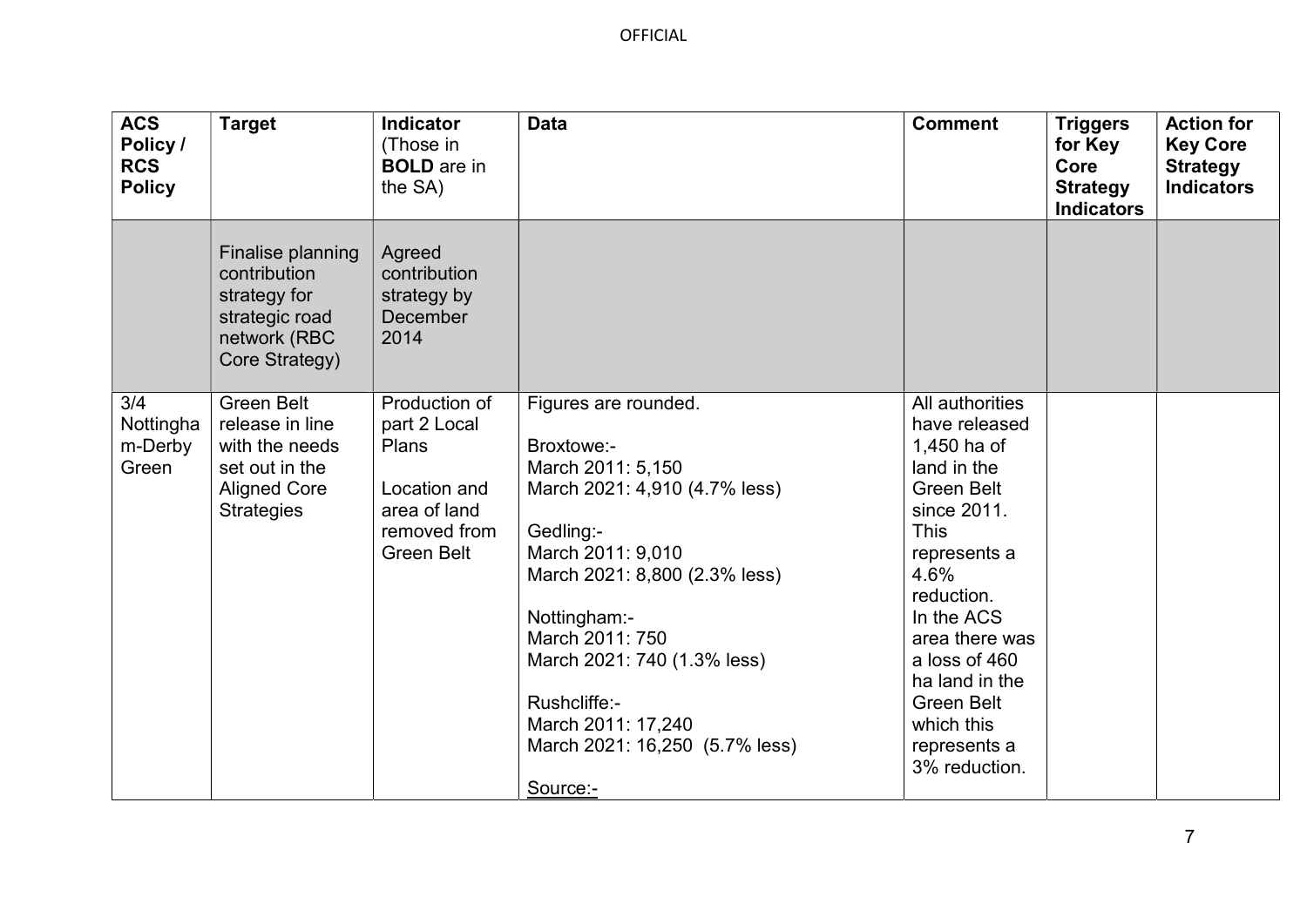| ACS Policy / RCS Policy | Target | Indicator (Those in **BOLD** are in the SA) | Data | Comment | Triggers for Key Core Strategy Indicators | Action for Key Core Strategy Indicators |
|---|---|---|---|---|---|---|
| | Finalise planning contribution strategy for strategic road network (RBC Core Strategy) | Agreed contribution strategy by December 2014 | | | | |
| 3/4 Nottingham-Derby Green | Green Belt release in line with the needs set out in the Aligned Core Strategies | Production of part 2 Local Plans<br><br>Location and area of land removed from Green Belt | Figures are rounded.<br><br>Broxtowe:-<br>March 2011: 5,150<br>March 2021: 4,910 (4.7% less)<br><br>Gedling:-<br>March 2011: 9,010<br>March 2021: 8,800 (2.3% less)<br><br>Nottingham:-<br>March 2011: 750<br>March 2021: 740 (1.3% less)<br><br>Rushcliffe:-<br>March 2011: 17,240<br>March 2021: 16,250 (5.7% less)<br><br>Source:- | All authorities have released 1,450 ha of land in the Green Belt since 2011. This represents a 4.6% reduction.<br>In the ACS area there was a loss of 460 ha land in the Green Belt which this represents a 3% reduction. | | |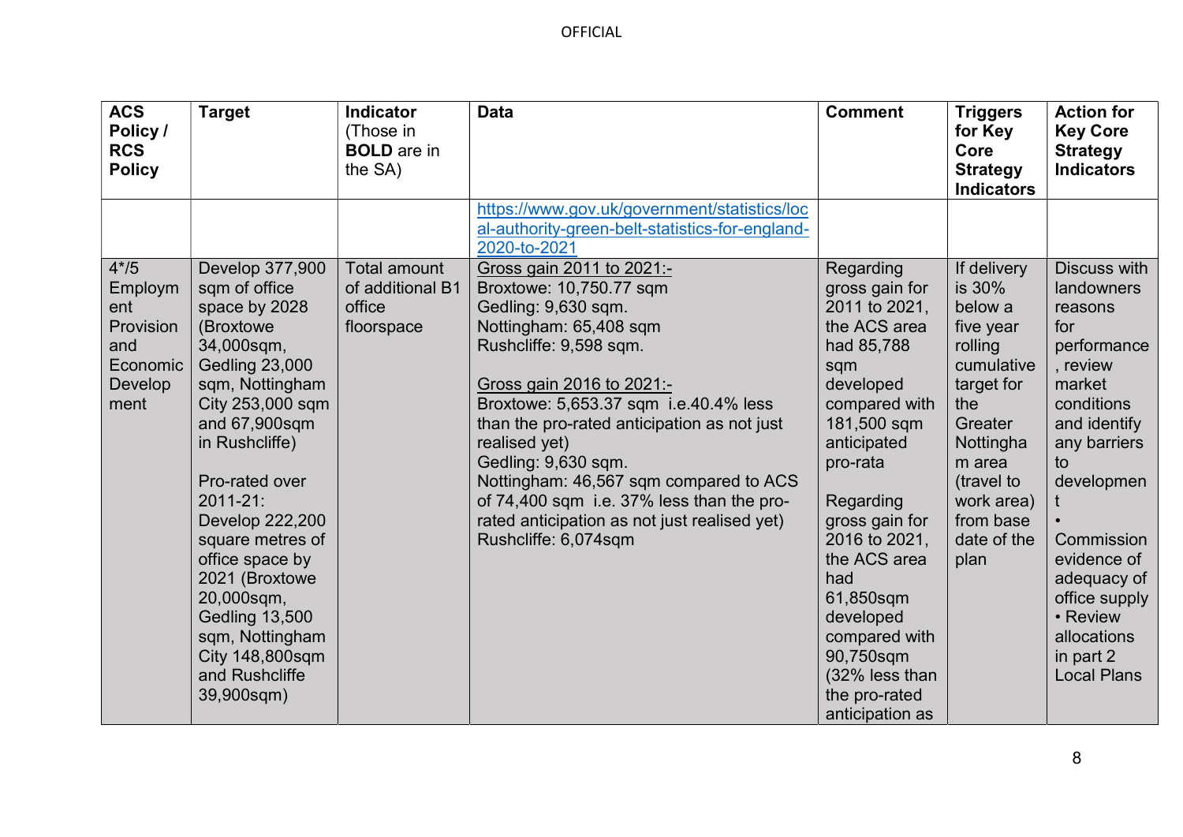| ACS Policy / RCS Policy | Target | Indicator (Those in **BOLD** are in the SA) | Data | Comment | Triggers for Key Core Strategy Indicators | Action for Key Core Strategy Indicators |
|---|---|---|---|---|---|---|
| | | | https://www.gov.uk/government/statistics/local-authority-green-belt-statistics-for-england-2020-to-2021 | | | |
| 4*/5 Employment Provision and Economic Development | Develop 377,900 sqm of office space by 2028 (Broxtowe 34,000sqm, Gedling 23,000 sqm, Nottingham City 253,000 sqm and 67,900sqm in Rushcliffe)<br><br>Pro-rated over 2011-21:<br>Develop 222,200 square metres of office space by 2021 (Broxtowe 20,000sqm, Gedling 13,500 sqm, Nottingham City 148,800sqm and Rushcliffe 39,900sqm) | Total amount of additional B1 office floorspace | Gross gain 2011 to 2021:-<br>Broxtowe: 10,750.77 sqm<br>Gedling: 9,630 sqm.<br>Nottingham: 65,408 sqm<br>Rushcliffe: 9,598 sqm.<br><br>Gross gain 2016 to 2021:-<br>Broxtowe: 5,653.37 sqm i.e.40.4% less than the pro-rated anticipation as not just realised yet)<br>Gedling: 9,630 sqm.<br>Nottingham: 46,567 sqm compared to ACS of 74,400 sqm i.e. 37% less than the pro-rated anticipation as not just realised yet)<br>Rushcliffe: 6,074sqm | Regarding gross gain for 2011 to 2021, the ACS area had 85,788 sqm developed compared with 181,500 sqm anticipated pro-rata<br><br>Regarding gross gain for 2016 to 2021, the ACS area had 61,850sqm developed compared with 90,750sqm (32% less than the pro-rated anticipation as | If delivery is 30% below a five year rolling cumulative target for the Greater Nottingham area (travel to work area) from base date of the plan | Discuss with landowners reasons for performance, review market conditions and identify any barriers to development<br>• Commission evidence of adequacy of office supply<br>• Review allocations in part 2 Local Plans |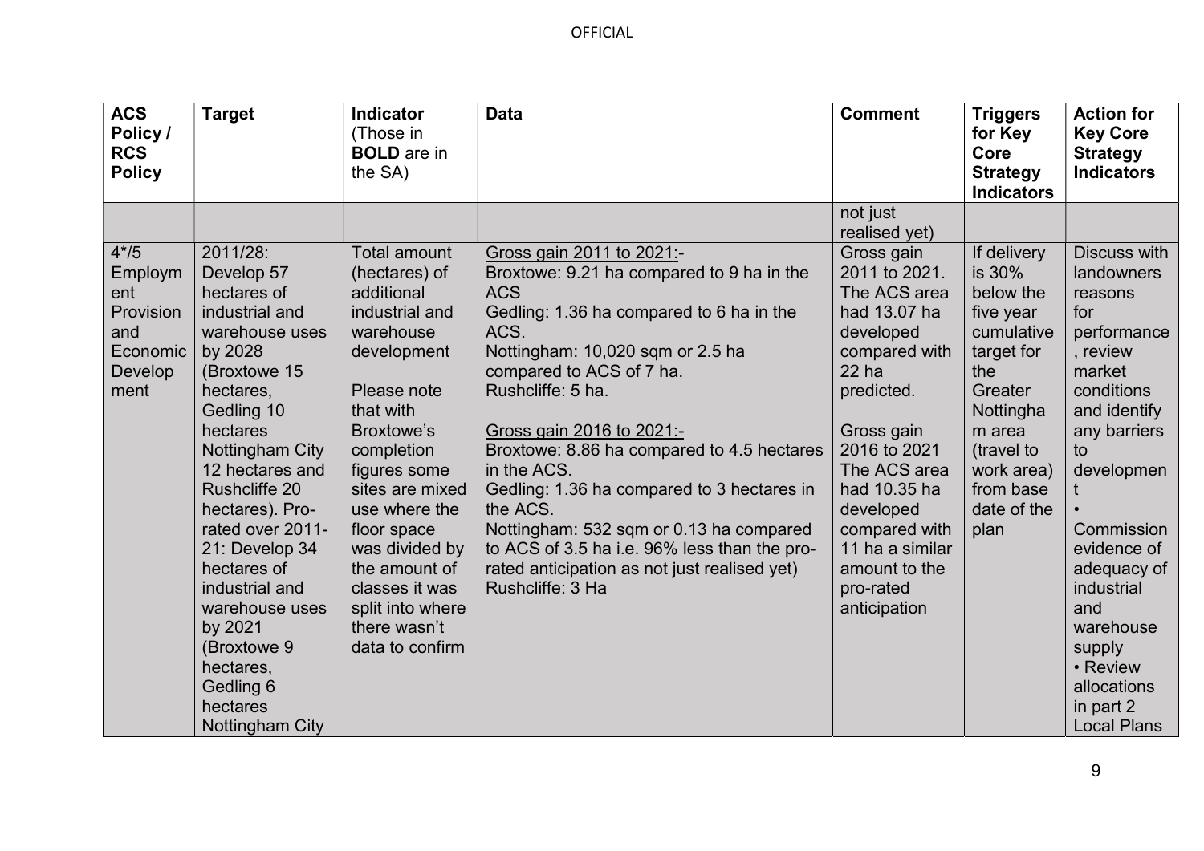| ACS Policy / RCS Policy | Target | Indicator (Those in **BOLD** are in the SA) | Data | Comment | Triggers for Key Core Strategy Indicators | Action for Key Core Strategy Indicators |
|---|---|---|---|---|---|---|
| | | | | not just realised yet) | | |
| 4*/5 Employment Provision and Economic Development | 2011/28: Develop 57 hectares of industrial and warehouse uses by 2028 (Broxtowe 15 hectares, Gedling 10 hectares Nottingham City 12 hectares and Rushcliffe 20 hectares). Pro-rated over 2011-21: Develop 34 hectares of industrial and warehouse uses by 2021 (Broxtowe 9 hectares, Gedling 6 hectares Nottingham City | Total amount (hectares) of additional industrial and warehouse development<br><br>Please note that with Broxtowe's completion figures some sites are mixed use where the floor space was divided by the amount of classes it was split into where there wasn't data to confirm | Gross gain 2011 to 2021:-<br>Broxtowe: 9.21 ha compared to 9 ha in the ACS<br>Gedling: 1.36 ha compared to 6 ha in the ACS.<br>Nottingham: 10,020 sqm or 2.5 ha compared to ACS of 7 ha.<br>Rushcliffe: 5 ha.<br><br>Gross gain 2016 to 2021:-<br>Broxtowe: 8.86 ha compared to 4.5 hectares in the ACS.<br>Gedling: 1.36 ha compared to 3 hectares in the ACS.<br>Nottingham: 532 sqm or 0.13 ha compared to ACS of 3.5 ha i.e. 96% less than the pro-rated anticipation as not just realised yet)<br>Rushcliffe: 3 Ha | Gross gain 2011 to 2021. The ACS area had 13.07 ha developed compared with 22 ha predicted.<br><br>Gross gain 2016 to 2021 The ACS area had 10.35 ha developed compared with 11 ha a similar amount to the pro-rated anticipation | If delivery is 30% below the five year cumulative target for the Greater Nottingham area (travel to work area) from base date of the plan | Discuss with landowners reasons for performance, review market conditions and identify any barriers to development<br>• Commission evidence of adequacy of industrial and warehouse supply<br>• Review allocations in part 2 Local Plans |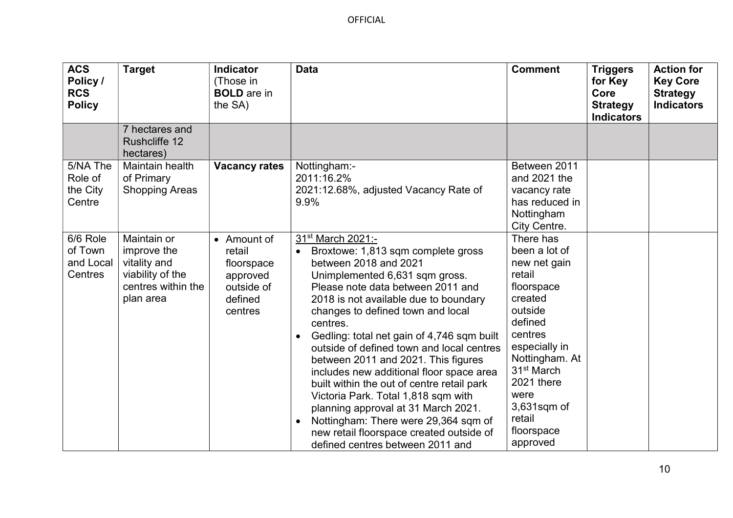| ACS Policy / RCS Policy | Target | Indicator (Those in **BOLD** are in the SA) | Data | Comment | Triggers for Key Core Strategy Indicators | Action for Key Core Strategy Indicators |
|---|---|---|---|---|---|---|
| | 7 hectares and Rushcliffe 12 hectares) | | | | | |
| 5/NA The Role of the City Centre | Maintain health of Primary Shopping Areas | **Vacancy rates** | Nottingham:-<br>2011:16.2%<br>2021:12.68%, adjusted Vacancy Rate of 9.9% | Between 2011 and 2021 the vacancy rate has reduced in Nottingham City Centre. | | |
| 6/6 Role of Town and Local Centres | Maintain or improve the vitality and viability of the centres within the plan area | • Amount of retail floorspace approved outside of defined centres | 31st March 2021:-<br>• Broxtowe: 1,813 sqm complete gross between 2018 and 2021 Unimplemented 6,631 sqm gross. Please note data between 2011 and 2018 is not available due to boundary changes to defined town and local centres.<br>• Gedling: total net gain of 4,746 sqm built outside of defined town and local centres between 2011 and 2021. This figures includes new additional floor space area built within the out of centre retail park Victoria Park. Total 1,818 sqm with planning approval at 31 March 2021.<br>• Nottingham: There were 29,364 sqm of new retail floorspace created outside of defined centres between 2011 and | There has been a lot of new net gain retail floorspace created outside defined centres especially in Nottingham. At 31st March 2021 there were 3,631sqm of retail floorspace approved | | |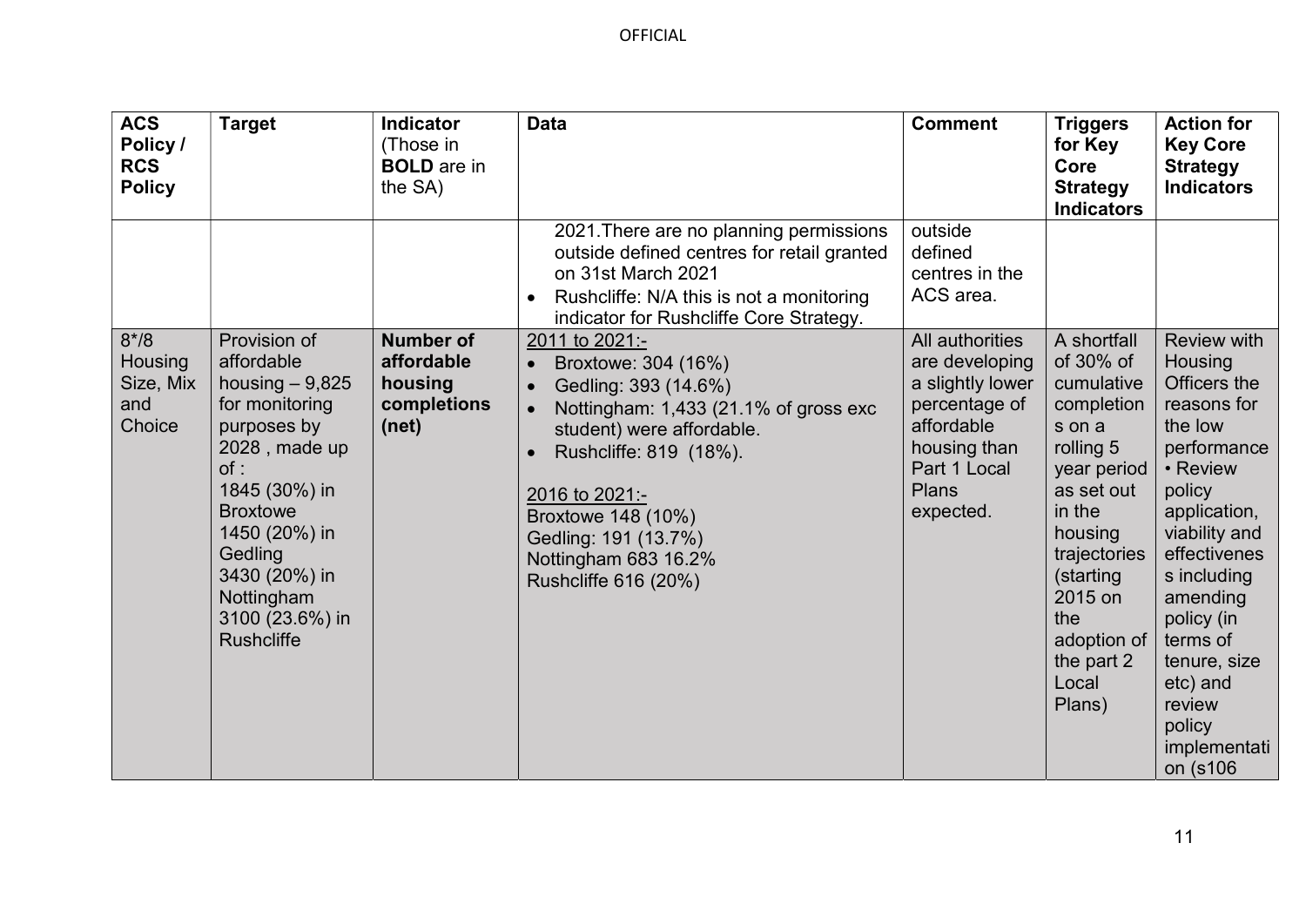| ACS Policy / RCS Policy | Target | Indicator (Those in **BOLD** are in the SA) | Data | Comment | Triggers for Key Core Strategy Indicators | Action for Key Core Strategy Indicators |
|---|---|---|---|---|---|---|
| | | | 2021. There are no planning permissions outside defined centres for retail granted on 31st March 2021<br>• Rushcliffe: N/A this is not a monitoring indicator for Rushcliffe Core Strategy. | outside defined centres in the ACS area. | | |
| 8*/8 Housing Size, Mix and Choice | Provision of affordable housing – 9,825 for monitoring purposes by 2028 , made up of :<br>1845 (30%) in Broxtowe<br>1450 (20%) in Gedling<br>3430 (20%) in Nottingham<br>3100 (23.6%) in Rushcliffe | **Number of affordable housing completions (net)** | 2011 to 2021:-<br>• Broxtowe: 304 (16%)<br>• Gedling: 393 (14.6%)<br>• Nottingham: 1,433 (21.1% of gross exc student) were affordable.<br>• Rushcliffe: 819 (18%).<br><br>2016 to 2021:-<br>Broxtowe 148 (10%)<br>Gedling: 191 (13.7%)<br>Nottingham 683 16.2%<br>Rushcliffe 616 (20%) | All authorities are developing a slightly lower percentage of affordable housing than Part 1 Local Plans expected. | A shortfall of 30% of cumulative completions on a rolling 5 year period as set out in the housing trajectories (starting 2015 on the adoption of the part 2 Local Plans) | Review with Housing Officers the reasons for the low performance<br>• Review policy application, viability and effectiveness including amending policy (in terms of tenure, size etc) and review policy implementation (s106 |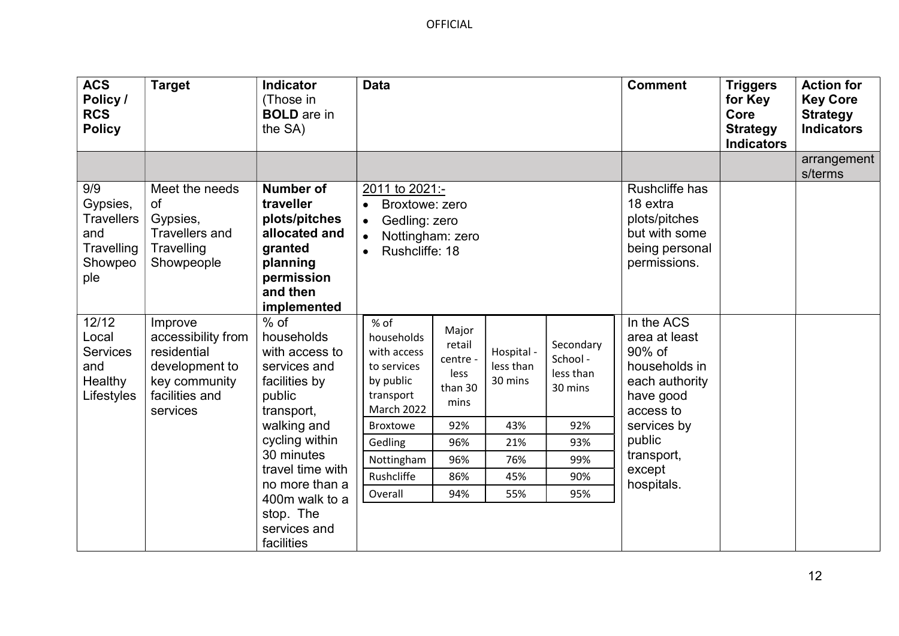| ACS Policy / RCS Policy | Target | Indicator (Those in **BOLD** are in the SA) | Data | Comment | Triggers for Key Core Strategy Indicators | Action for Key Core Strategy Indicators |
|---|---|---|---|---|---|---|
| | | | | | | arrangements/terms |
| 9/9 Gypsies, Travellers and Travelling Showpeople | Meet the needs of Gypsies, Travellers and Travelling Showpeople | **Number of traveller plots/pitches allocated and granted planning permission and then implemented** | 2011 to 2021:- <br>• Broxtowe: zero <br>• Gedling: zero <br>• Nottingham: zero <br>• Rushcliffe: 18 | Rushcliffe has 18 extra plots/pitches but with some being personal permissions. | | |
| 12/12 Local Services and Healthy Lifestyles | Improve accessibility from residential development to key community facilities and services | % of households with access to services and facilities by public transport, walking and cycling within 30 minutes travel time with no more than a 400m walk to a stop. The services and facilities | *(see table below)* | In the ACS area at least 90% of households in each authority have good access to services by public transport, except hospitals. | | |

| % of households with access to services by public transport March 2022 | Major retail centre - less than 30 mins | Hospital - less than 30 mins | Secondary School - less than 30 mins |
|---|---|---|---|
| Broxtowe | 92% | 43% | 92% |
| Gedling | 96% | 21% | 93% |
| Nottingham | 96% | 76% | 99% |
| Rushcliffe | 86% | 45% | 90% |
| Overall | 94% | 55% | 95% |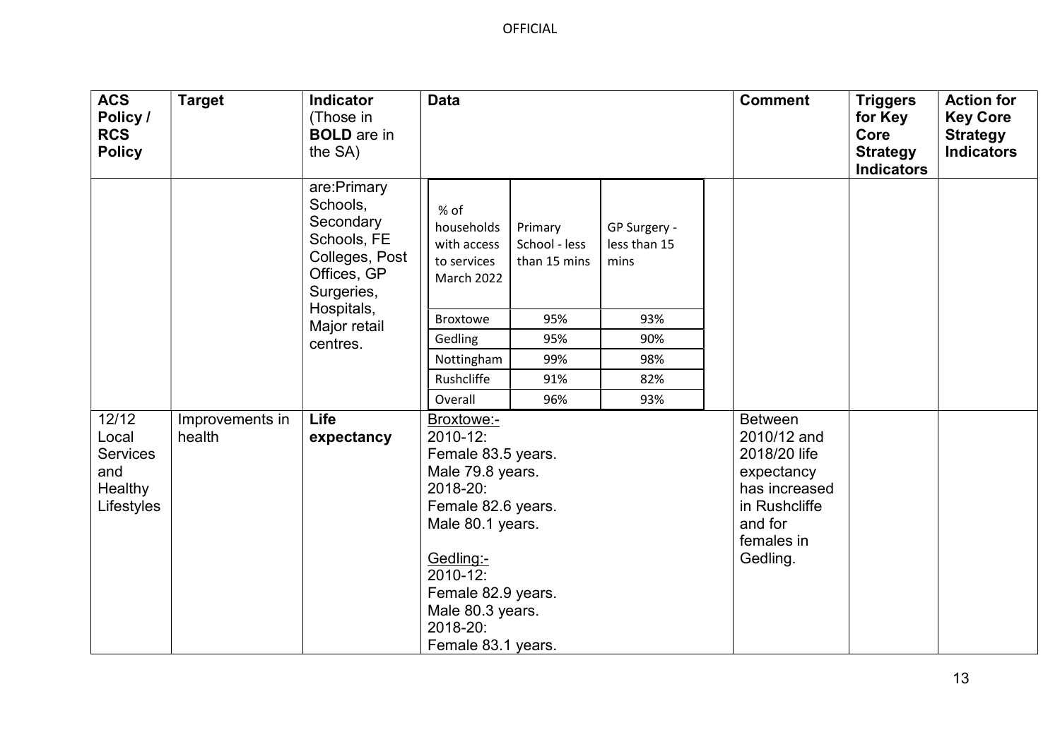| ACS Policy / RCS Policy | Target | Indicator (Those in **BOLD** are in the SA) | Data | Comment | Triggers for Key Core Strategy Indicators | Action for Key Core Strategy Indicators |
|---|---|---|---|---|---|---|
| | | are:Primary Schools, Secondary Schools, FE Colleges, Post Offices, GP Surgeries, Hospitals, Major retail centres. | % of households with access to services March 2022 / Primary School - less than 15 mins / GP Surgery - less than 15 mins<br>Broxtowe: 95% / 93%<br>Gedling: 95% / 90%<br>Nottingham: 99% / 98%<br>Rushcliffe: 91% / 82%<br>Overall: 96% / 93% | | | |
| 12/12 Local Services and Healthy Lifestyles | Improvements in health | **Life expectancy** | Broxtowe:-<br>2010-12:<br>Female 83.5 years.<br>Male 79.8 years.<br>2018-20:<br>Female 82.6 years.<br>Male 80.1 years.<br><br>Gedling:-<br>2010-12:<br>Female 82.9 years.<br>Male 80.3 years.<br>2018-20:<br>Female 83.1 years. | Between 2010/12 and 2018/20 life expectancy has increased in Rushcliffe and for females in Gedling. | | |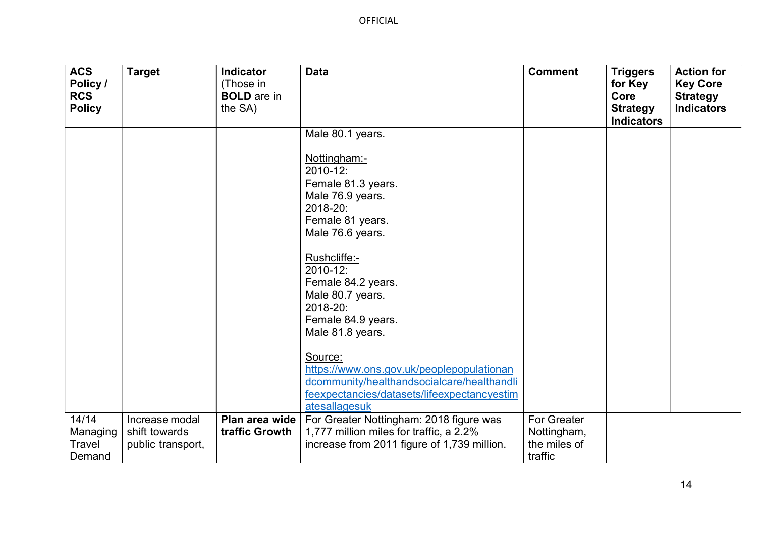| ACS Policy / RCS Policy | Target | Indicator (Those in **BOLD** are in the SA) | Data | Comment | Triggers for Key Core Strategy Indicators | Action for Key Core Strategy Indicators |
|---|---|---|---|---|---|---|
| | | | Male 80.1 years.<br><br>Nottingham:-<br>2010-12:<br>Female 81.3 years.<br>Male 76.9 years.<br>2018-20:<br>Female 81 years.<br>Male 76.6 years.<br><br>Rushcliffe:-<br>2010-12:<br>Female 84.2 years.<br>Male 80.7 years.<br>2018-20:<br>Female 84.9 years.<br>Male 81.8 years.<br><br>Source:<br>https://www.ons.gov.uk/peoplepopulationandcommunity/healthandsocialcare/healthandlifeexpectancies/datasets/lifeexpectancyestimatesallagesuk | | | |
| 14/14 Managing Travel Demand | Increase modal shift towards public transport, | **Plan area wide traffic Growth** | For Greater Nottingham: 2018 figure was 1,777 million miles for traffic, a 2.2% increase from 2011 figure of 1,739 million. | For Greater Nottingham, the miles of traffic | | |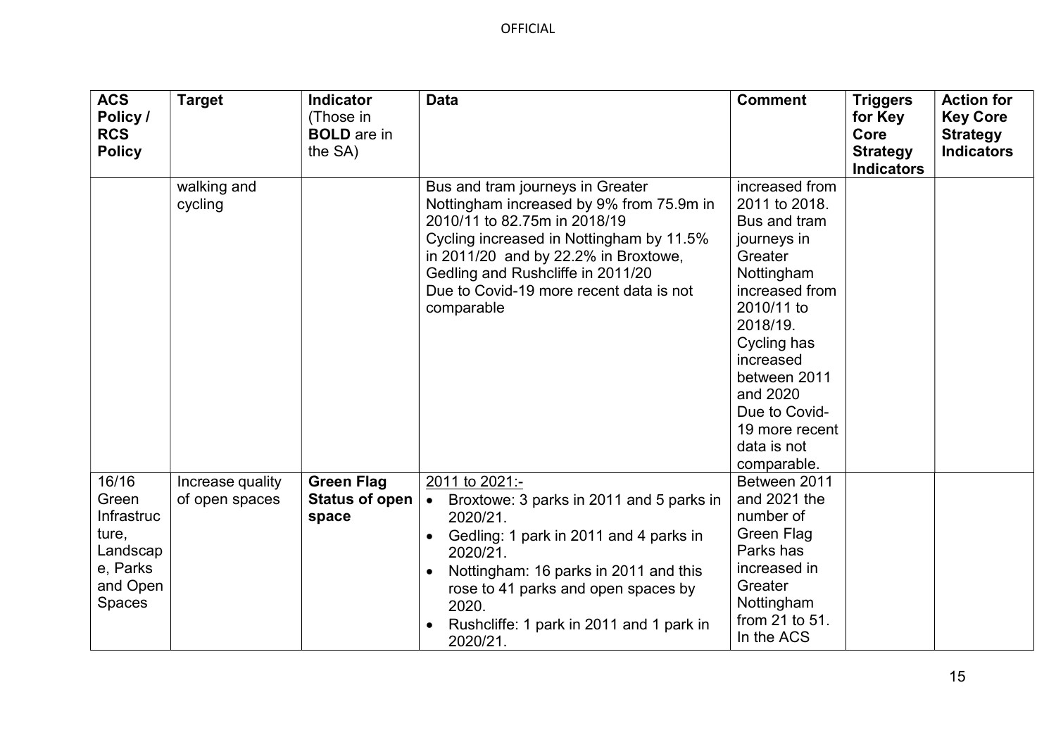| ACS Policy / RCS Policy | Target | Indicator (Those in **BOLD** are in the SA) | Data | Comment | Triggers for Key Core Strategy Indicators | Action for Key Core Strategy Indicators |
|---|---|---|---|---|---|---|
| | walking and cycling | | Bus and tram journeys in Greater Nottingham increased by 9% from 75.9m in 2010/11 to 82.75m in 2018/19<br>Cycling increased in Nottingham by 11.5% in 2011/20 and by 22.2% in Broxtowe, Gedling and Rushcliffe in 2011/20<br>Due to Covid-19 more recent data is not comparable | increased from 2011 to 2018. Bus and tram journeys in Greater Nottingham increased from 2010/11 to 2018/19. Cycling has increased between 2011 and 2020 Due to Covid-19 more recent data is not comparable. | | |
| 16/16 Green Infrastructure, Landscape, Parks and Open Spaces | Increase quality of open spaces | **Green Flag Status of open space** | 2011 to 2021:-<br>• Broxtowe: 3 parks in 2011 and 5 parks in 2020/21.<br>• Gedling: 1 park in 2011 and 4 parks in 2020/21.<br>• Nottingham: 16 parks in 2011 and this rose to 41 parks and open spaces by 2020.<br>• Rushcliffe: 1 park in 2011 and 1 park in 2020/21. | Between 2011 and 2021 the number of Green Flag Parks has increased in Greater Nottingham from 21 to 51. In the ACS | | |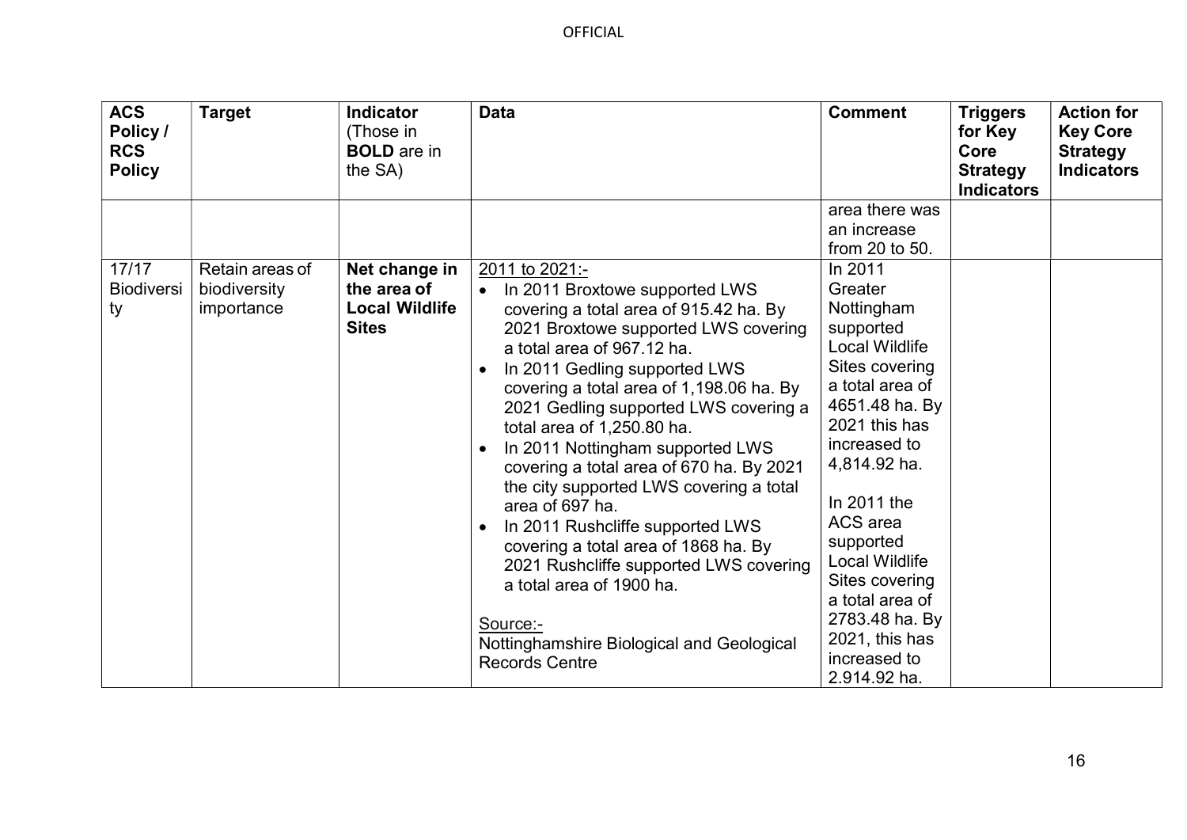| ACS Policy / RCS Policy | Target | Indicator (Those in **BOLD** are in the SA) | Data | Comment | Triggers for Key Core Strategy Indicators | Action for Key Core Strategy Indicators |
|---|---|---|---|---|---|---|
| | | | | area there was an increase from 20 to 50. | | |
| 17/17 Biodiversity | Retain areas of biodiversity importance | **Net change in the area of Local Wildlife Sites** | 2011 to 2021:-<br>• In 2011 Broxtowe supported LWS covering a total area of 915.42 ha. By 2021 Broxtowe supported LWS covering a total area of 967.12 ha.<br>• In 2011 Gedling supported LWS covering a total area of 1,198.06 ha. By 2021 Gedling supported LWS covering a total area of 1,250.80 ha.<br>• In 2011 Nottingham supported LWS covering a total area of 670 ha. By 2021 the city supported LWS covering a total area of 697 ha.<br>• In 2011 Rushcliffe supported LWS covering a total area of 1868 ha. By 2021 Rushcliffe supported LWS covering a total area of 1900 ha.<br><br>Source:-<br>Nottinghamshire Biological and Geological Records Centre | In 2011 Greater Nottingham supported Local Wildlife Sites covering a total area of 4651.48 ha. By 2021 this has increased to 4,814.92 ha.<br><br>In 2011 the ACS area supported Local Wildlife Sites covering a total area of 2783.48 ha. By 2021, this has increased to 2.914.92 ha. | | |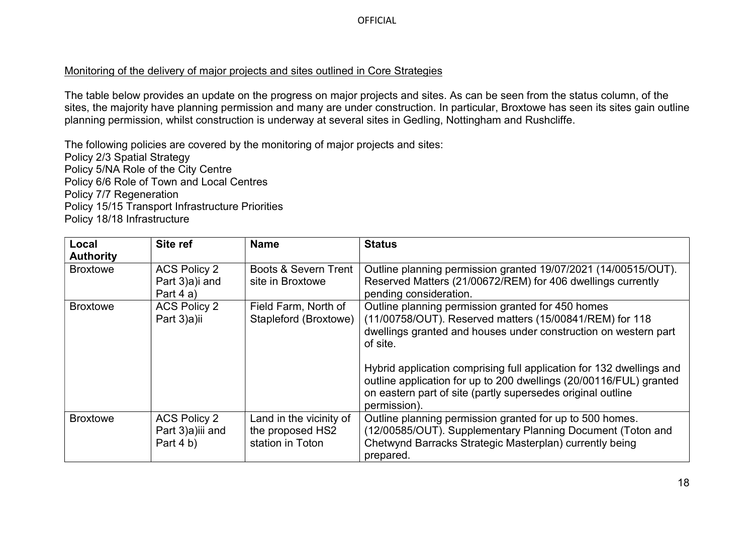## Monitoring of the delivery of major projects and sites outlined in Core Strategies

The table below provides an update on the progress on major projects and sites. As can be seen from the status column, of the sites, the majority have planning permission and many are under construction. In particular, Broxtowe has seen its sites gain outline planning permission, whilst construction is underway at several sites in Gedling, Nottingham and Rushcliffe.

The following policies are covered by the monitoring of major projects and sites:
Policy 2/3 Spatial Strategy
Policy 5/NA Role of the City Centre
Policy 6/6 Role of Town and Local Centres
Policy 7/7 Regeneration
Policy 15/15 Transport Infrastructure Priorities
Policy 18/18 Infrastructure

| Local Authority | Site ref | Name | Status |
|---|---|---|---|
| Broxtowe | ACS Policy 2 Part 3)a)i and Part 4 a) | Boots & Severn Trent site in Broxtowe | Outline planning permission granted 19/07/2021 (14/00515/OUT). Reserved Matters (21/00672/REM) for 406 dwellings currently pending consideration. |
| Broxtowe | ACS Policy 2 Part 3)a)ii | Field Farm, North of Stapleford (Broxtowe) | Outline planning permission granted for 450 homes (11/00758/OUT). Reserved matters (15/00841/REM) for 118 dwellings granted and houses under construction on western part of site.<br><br>Hybrid application comprising full application for 132 dwellings and outline application for up to 200 dwellings (20/00116/FUL) granted on eastern part of site (partly supersedes original outline permission). |
| Broxtowe | ACS Policy 2 Part 3)a)iii and Part 4 b) | Land in the vicinity of the proposed HS2 station in Toton | Outline planning permission granted for up to 500 homes. (12/00585/OUT). Supplementary Planning Document (Toton and Chetwynd Barracks Strategic Masterplan) currently being prepared. |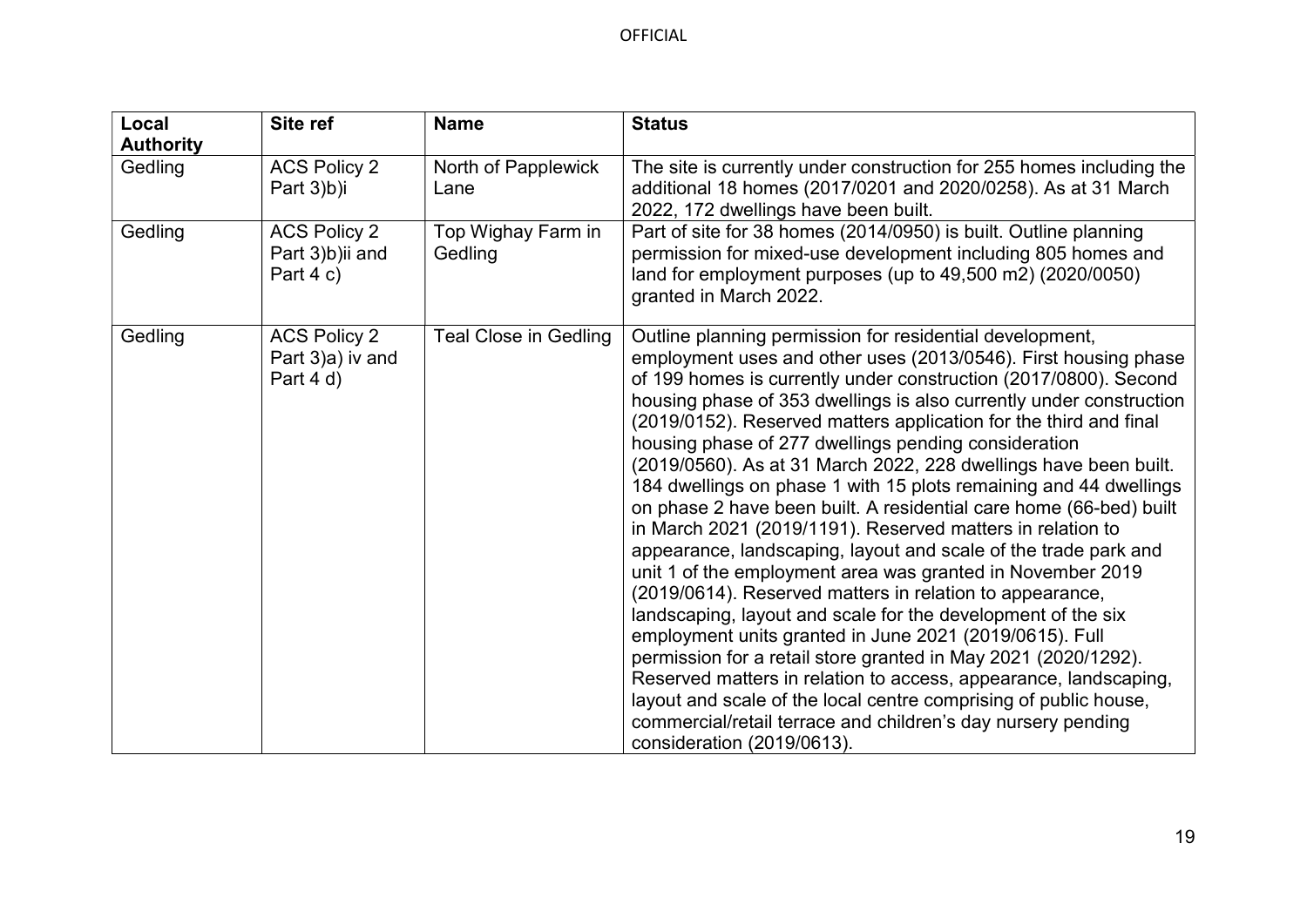| Local Authority | Site ref | Name | Status |
|---|---|---|---|
| Gedling | ACS Policy 2 Part 3)b)i | North of Papplewick Lane | The site is currently under construction for 255 homes including the additional 18 homes (2017/0201 and 2020/0258). As at 31 March 2022, 172 dwellings have been built. |
| Gedling | ACS Policy 2 Part 3)b)ii and Part 4 c) | Top Wighay Farm in Gedling | Part of site for 38 homes (2014/0950) is built. Outline planning permission for mixed-use development including 805 homes and land for employment purposes (up to 49,500 m2) (2020/0050) granted in March 2022. |
| Gedling | ACS Policy 2 Part 3)a) iv and Part 4 d) | Teal Close in Gedling | Outline planning permission for residential development, employment uses and other uses (2013/0546). First housing phase of 199 homes is currently under construction (2017/0800). Second housing phase of 353 dwellings is also currently under construction (2019/0152). Reserved matters application for the third and final housing phase of 277 dwellings pending consideration (2019/0560). As at 31 March 2022, 228 dwellings have been built. 184 dwellings on phase 1 with 15 plots remaining and 44 dwellings on phase 2 have been built. A residential care home (66-bed) built in March 2021 (2019/1191). Reserved matters in relation to appearance, landscaping, layout and scale of the trade park and unit 1 of the employment area was granted in November 2019 (2019/0614). Reserved matters in relation to appearance, landscaping, layout and scale for the development of the six employment units granted in June 2021 (2019/0615). Full permission for a retail store granted in May 2021 (2020/1292). Reserved matters in relation to access, appearance, landscaping, layout and scale of the local centre comprising of public house, commercial/retail terrace and children's day nursery pending consideration (2019/0613). |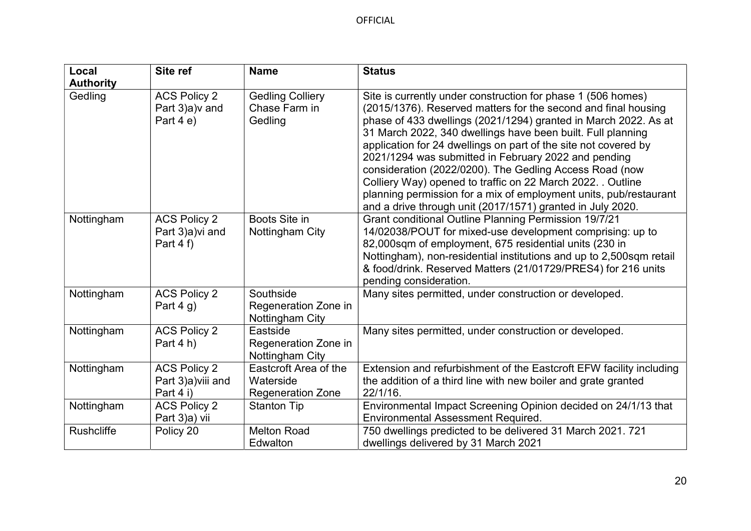| Local Authority | Site ref | Name | Status |
|---|---|---|---|
| Gedling | ACS Policy 2 Part 3)a)v and Part 4 e) | Gedling Colliery Chase Farm in Gedling | Site is currently under construction for phase 1 (506 homes) (2015/1376). Reserved matters for the second and final housing phase of 433 dwellings (2021/1294) granted in March 2022. As at 31 March 2022, 340 dwellings have been built. Full planning application for 24 dwellings on part of the site not covered by 2021/1294 was submitted in February 2022 and pending consideration (2022/0200). The Gedling Access Road (now Colliery Way) opened to traffic on 22 March 2022. . Outline planning permission for a mix of employment units, pub/restaurant and a drive through unit (2017/1571) granted in July 2020. |
| Nottingham | ACS Policy 2 Part 3)a)vi and Part 4 f) | Boots Site in Nottingham City | Grant conditional Outline Planning Permission 19/7/21 14/02038/POUT for mixed-use development comprising: up to 82,000sqm of employment, 675 residential units (230 in Nottingham), non-residential institutions and up to 2,500sqm retail & food/drink. Reserved Matters (21/01729/PRES4) for 216 units pending consideration. |
| Nottingham | ACS Policy 2 Part 4 g) | Southside Regeneration Zone in Nottingham City | Many sites permitted, under construction or developed. |
| Nottingham | ACS Policy 2 Part 4 h) | Eastside Regeneration Zone in Nottingham City | Many sites permitted, under construction or developed. |
| Nottingham | ACS Policy 2 Part 3)a)viii and Part 4 i) | Eastcroft Area of the Waterside Regeneration Zone | Extension and refurbishment of the Eastcroft EFW facility including the addition of a third line with new boiler and grate granted 22/1/16. |
| Nottingham | ACS Policy 2 Part 3)a) vii | Stanton Tip | Environmental Impact Screening Opinion decided on 24/1/13 that Environmental Assessment Required. |
| Rushcliffe | Policy 20 | Melton Road Edwalton | 750 dwellings predicted to be delivered 31 March 2021. 721 dwellings delivered by 31 March 2021 |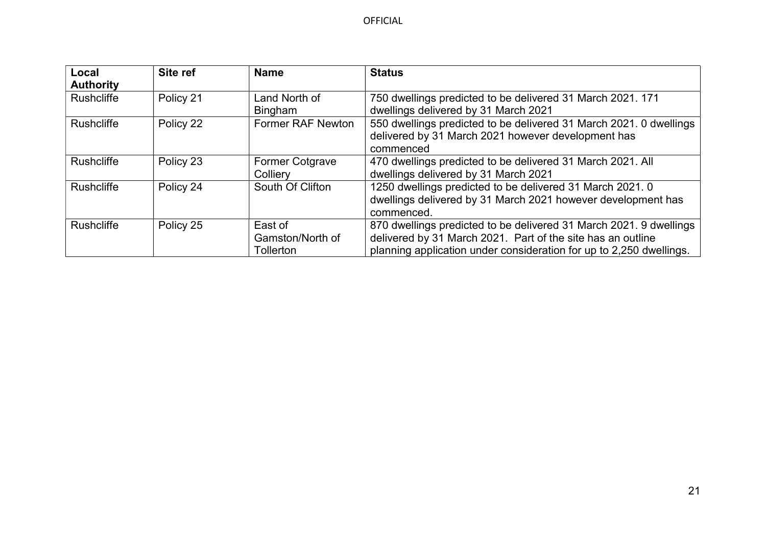| Local Authority | Site ref | Name | Status |
|---|---|---|---|
| Rushcliffe | Policy 21 | Land North of Bingham | 750 dwellings predicted to be delivered 31 March 2021. 171 dwellings delivered by 31 March 2021 |
| Rushcliffe | Policy 22 | Former RAF Newton | 550 dwellings predicted to be delivered 31 March 2021. 0 dwellings delivered by 31 March 2021 however development has commenced |
| Rushcliffe | Policy 23 | Former Cotgrave Colliery | 470 dwellings predicted to be delivered 31 March 2021. All dwellings delivered by 31 March 2021 |
| Rushcliffe | Policy 24 | South Of Clifton | 1250 dwellings predicted to be delivered 31 March 2021. 0 dwellings delivered by 31 March 2021 however development has commenced. |
| Rushcliffe | Policy 25 | East of Gamston/North of Tollerton | 870 dwellings predicted to be delivered 31 March 2021. 9 dwellings delivered by 31 March 2021. Part of the site has an outline planning application under consideration for up to 2,250 dwellings. |